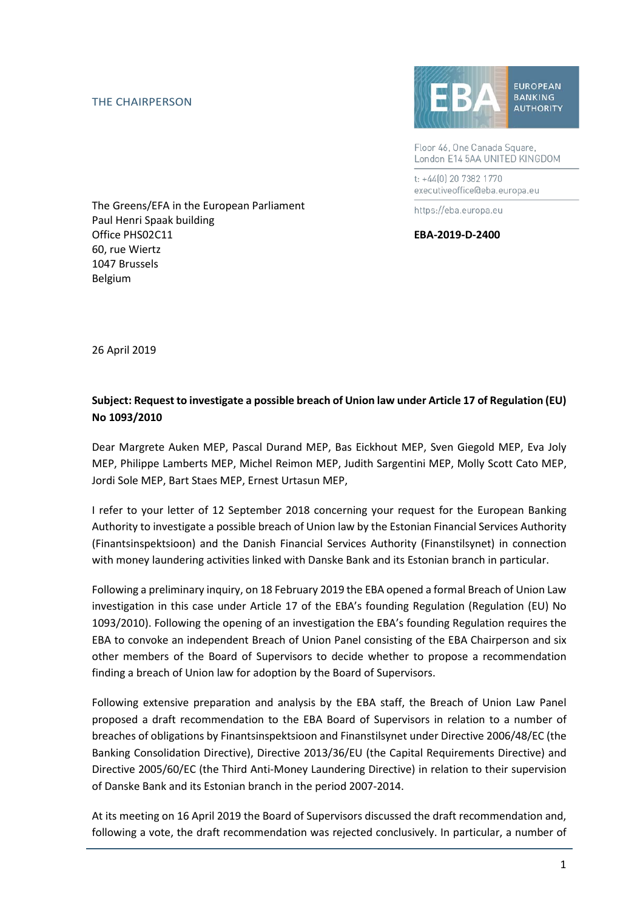THE CHAIRPERSON

EUROPEAN BANKING AUTHORITY

Floor 46, One Canada Square,
London E14 5AA UNITED KINGDOM

t: +44(0) 20 7382 1770
executiveoffice@eba.europa.eu

https://eba.europa.eu

**EBA-2019-D-2400**

The Greens/EFA in the European Parliament
Paul Henri Spaak building
Office PHS02C11
60, rue Wiertz
1047 Brussels
Belgium

26 April 2019

**Subject: Request to investigate a possible breach of Union law under Article 17 of Regulation (EU) No 1093/2010**

Dear Margrete Auken MEP, Pascal Durand MEP, Bas Eickhout MEP, Sven Giegold MEP, Eva Joly MEP, Philippe Lamberts MEP, Michel Reimon MEP, Judith Sargentini MEP, Molly Scott Cato MEP, Jordi Sole MEP, Bart Staes MEP, Ernest Urtasun MEP,

I refer to your letter of 12 September 2018 concerning your request for the European Banking Authority to investigate a possible breach of Union law by the Estonian Financial Services Authority (Finantsinspektsioon) and the Danish Financial Services Authority (Finanstilsynet) in connection with money laundering activities linked with Danske Bank and its Estonian branch in particular.

Following a preliminary inquiry, on 18 February 2019 the EBA opened a formal Breach of Union Law investigation in this case under Article 17 of the EBA's founding Regulation (Regulation (EU) No 1093/2010). Following the opening of an investigation the EBA's founding Regulation requires the EBA to convoke an independent Breach of Union Panel consisting of the EBA Chairperson and six other members of the Board of Supervisors to decide whether to propose a recommendation finding a breach of Union law for adoption by the Board of Supervisors.

Following extensive preparation and analysis by the EBA staff, the Breach of Union Law Panel proposed a draft recommendation to the EBA Board of Supervisors in relation to a number of breaches of obligations by Finantsinspektsioon and Finanstilsynet under Directive 2006/48/EC (the Banking Consolidation Directive), Directive 2013/36/EU (the Capital Requirements Directive) and Directive 2005/60/EC (the Third Anti-Money Laundering Directive) in relation to their supervision of Danske Bank and its Estonian branch in the period 2007-2014.

At its meeting on 16 April 2019 the Board of Supervisors discussed the draft recommendation and, following a vote, the draft recommendation was rejected conclusively. In particular, a number of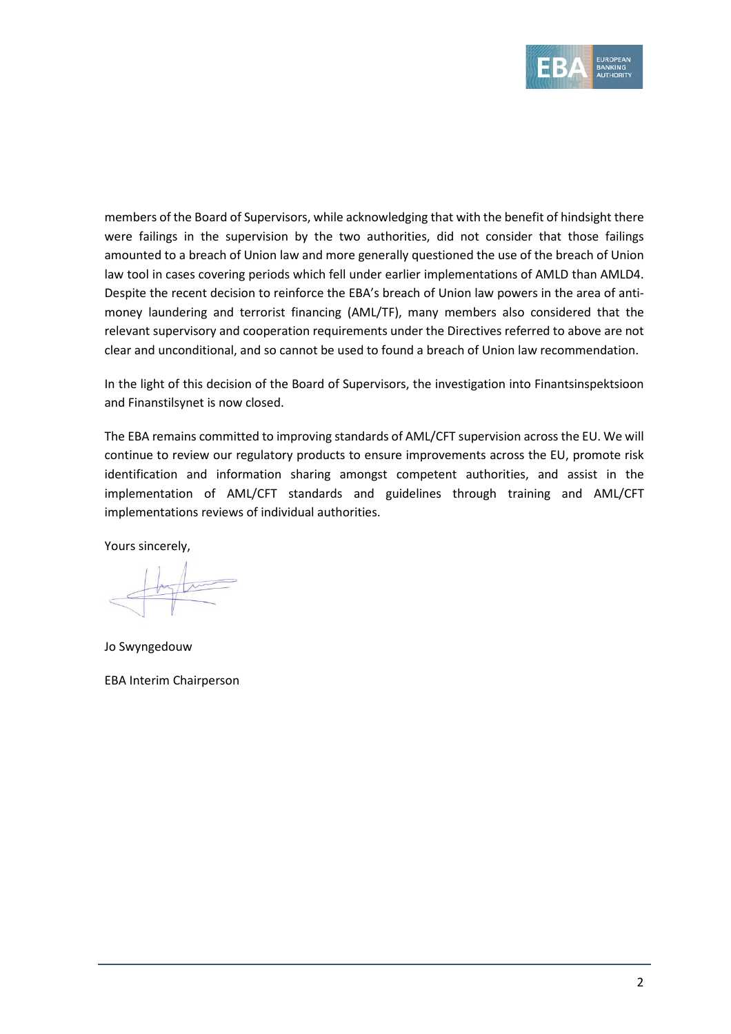members of the Board of Supervisors, while acknowledging that with the benefit of hindsight there were failings in the supervision by the two authorities, did not consider that those failings amounted to a breach of Union law and more generally questioned the use of the breach of Union law tool in cases covering periods which fell under earlier implementations of AMLD than AMLD4. Despite the recent decision to reinforce the EBA's breach of Union law powers in the area of anti-money laundering and terrorist financing (AML/TF), many members also considered that the relevant supervisory and cooperation requirements under the Directives referred to above are not clear and unconditional, and so cannot be used to found a breach of Union law recommendation.

In the light of this decision of the Board of Supervisors, the investigation into Finantsinspektsioon and Finanstilsynet is now closed.

The EBA remains committed to improving standards of AML/CFT supervision across the EU. We will continue to review our regulatory products to ensure improvements across the EU, promote risk identification and information sharing amongst competent authorities, and assist in the implementation of AML/CFT standards and guidelines through training and AML/CFT implementations reviews of individual authorities.

Yours sincerely,

Jo Swyngedouw

EBA Interim Chairperson